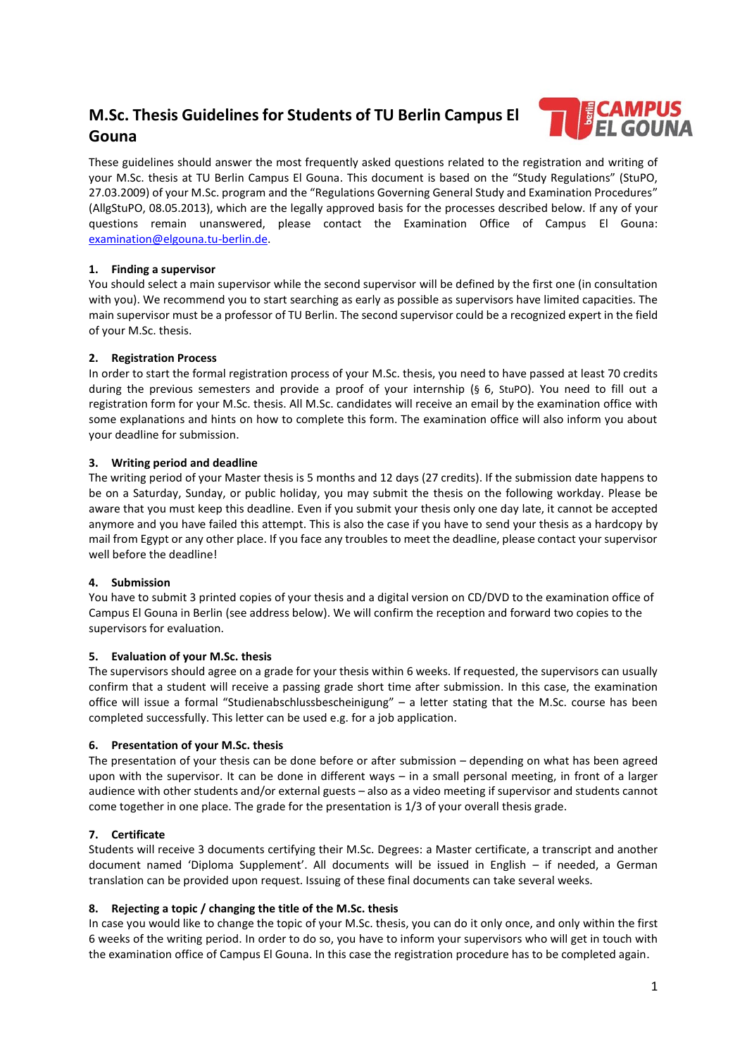# M.Sc. Thesis Guidelines for Students of TU Berlin Campus El Gouna

These guidelines should answer the most frequently asked questions related to the registration and writing of your M.Sc. thesis at TU Berlin Campus El Gouna. This document is based on the "Study Regulations" (StuPO, 27.03.2009) of your M.Sc. program and the "Regulations Governing General Study and Examination Procedures" (AllgStuPO, 08.05.2013), which are the legally approved basis for the processes described below. If any of your questions remain unanswered, please contact the Examination Office of Campus El Gouna: examination@elgouna.tu-berlin.de.

## 1. Finding a supervisor

You should select a main supervisor while the second supervisor will be defined by the first one (in consultation with you). We recommend you to start searching as early as possible as supervisors have limited capacities. The main supervisor must be a professor of TU Berlin. The second supervisor could be a recognized expert in the field of your M.Sc. thesis.

## 2. Registration Process

In order to start the formal registration process of your M.Sc. thesis, you need to have passed at least 70 credits during the previous semesters and provide a proof of your internship (§ 6, StuPO). You need to fill out a registration form for your M.Sc. thesis. All M.Sc. candidates will receive an email by the examination office with some explanations and hints on how to complete this form. The examination office will also inform you about your deadline for submission.

## 3. Writing period and deadline

The writing period of your Master thesis is 5 months and 12 days (27 credits). If the submission date happens to be on a Saturday, Sunday, or public holiday, you may submit the thesis on the following workday. Please be aware that you must keep this deadline. Even if you submit your thesis only one day late, it cannot be accepted anymore and you have failed this attempt. This is also the case if you have to send your thesis as a hardcopy by mail from Egypt or any other place. If you face any troubles to meet the deadline, please contact your supervisor well before the deadline!

## 4. Submission

You have to submit 3 printed copies of your thesis and a digital version on CD/DVD to the examination office of Campus El Gouna in Berlin (see address below). We will confirm the reception and forward two copies to the supervisors for evaluation.

## 5. Evaluation of your M.Sc. thesis

The supervisors should agree on a grade for your thesis within 6 weeks. If requested, the supervisors can usually confirm that a student will receive a passing grade short time after submission. In this case, the examination office will issue a formal "Studienabschlussbescheinigung" – a letter stating that the M.Sc. course has been completed successfully. This letter can be used e.g. for a job application.

## 6. Presentation of your M.Sc. thesis

The presentation of your thesis can be done before or after submission – depending on what has been agreed upon with the supervisor. It can be done in different ways – in a small personal meeting, in front of a larger audience with other students and/or external guests – also as a video meeting if supervisor and students cannot come together in one place. The grade for the presentation is 1/3 of your overall thesis grade.

## 7. Certificate

Students will receive 3 documents certifying their M.Sc. Degrees: a Master certificate, a transcript and another document named 'Diploma Supplement'. All documents will be issued in English – if needed, a German translation can be provided upon request. Issuing of these final documents can take several weeks.

## 8. Rejecting a topic / changing the title of the M.Sc. thesis

In case you would like to change the topic of your M.Sc. thesis, you can do it only once, and only within the first 6 weeks of the writing period. In order to do so, you have to inform your supervisors who will get in touch with the examination office of Campus El Gouna. In this case the registration procedure has to be completed again.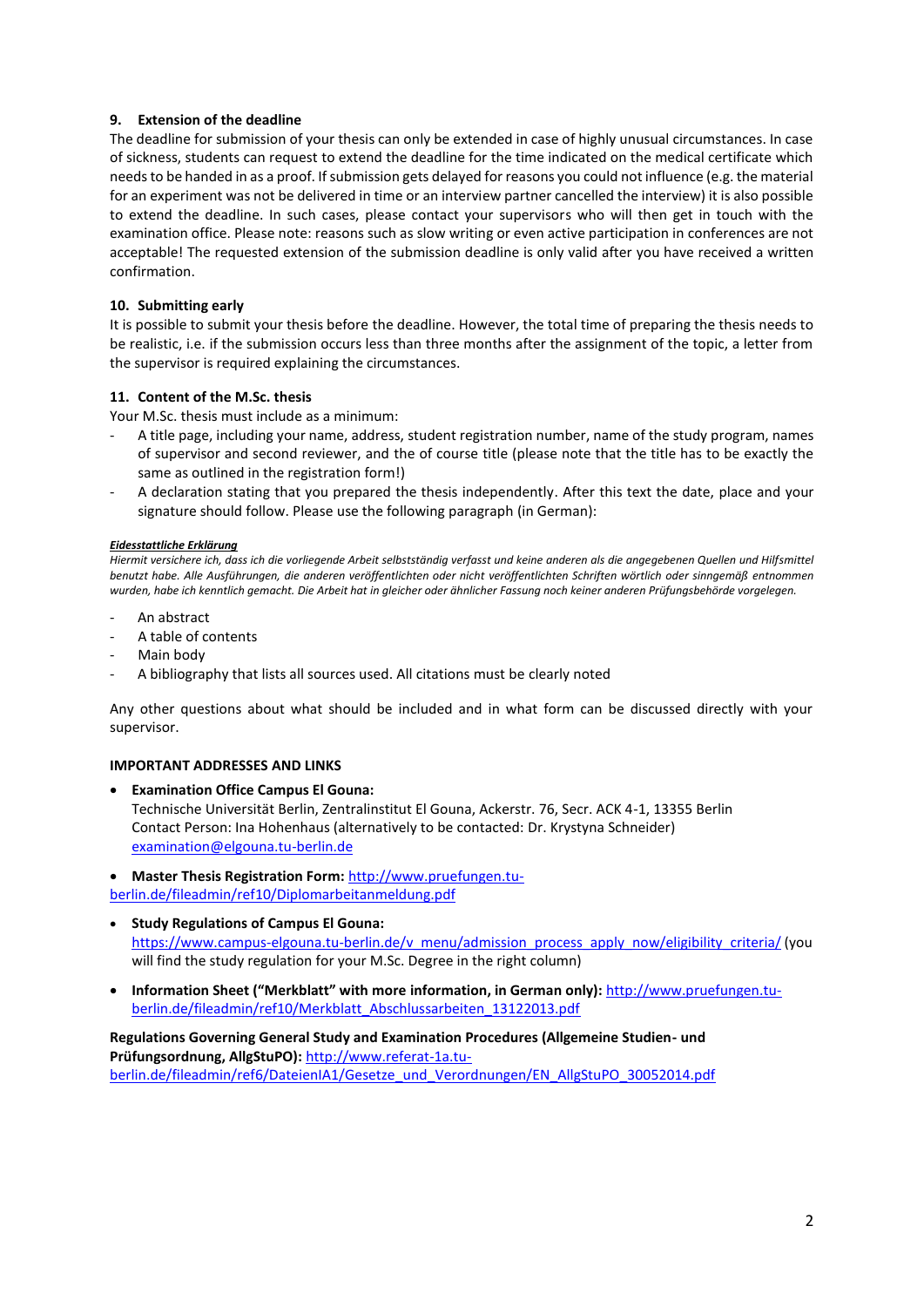### 9. Extension of the deadline

The deadline for submission of your thesis can only be extended in case of highly unusual circumstances. In case of sickness, students can request to extend the deadline for the time indicated on the medical certificate which needs to be handed in as a proof. If submission gets delayed for reasons you could not influence (e.g. the material for an experiment was not be delivered in time or an interview partner cancelled the interview) it is also possible to extend the deadline. In such cases, please contact your supervisors who will then get in touch with the examination office. Please note: reasons such as slow writing or even active participation in conferences are not acceptable! The requested extension of the submission deadline is only valid after you have received a written confirmation.

### 10. Submitting early

It is possible to submit your thesis before the deadline. However, the total time of preparing the thesis needs to be realistic, i.e. if the submission occurs less than three months after the assignment of the topic, a letter from the supervisor is required explaining the circumstances.

### 11. Content of the M.Sc. thesis

Your M.Sc. thesis must include as a minimum:

- A title page, including your name, address, student registration number, name of the study program, names of supervisor and second reviewer, and the of course title (please note that the title has to be exactly the same as outlined in the registration form!)
- A declaration stating that you prepared the thesis independently. After this text the date, place and your signature should follow. Please use the following paragraph (in German):

***Eidesstattliche Erklärung***

*Hiermit versichere ich, dass ich die vorliegende Arbeit selbstständig verfasst und keine anderen als die angegebenen Quellen und Hilfsmittel benutzt habe. Alle Ausführungen, die anderen veröffentlichten oder nicht veröffentlichten Schriften wörtlich oder sinngemäß entnommen wurden, habe ich kenntlich gemacht. Die Arbeit hat in gleicher oder ähnlicher Fassung noch keiner anderen Prüfungsbehörde vorgelegen.*

- An abstract
- A table of contents
- Main body
- A bibliography that lists all sources used. All citations must be clearly noted

Any other questions about what should be included and in what form can be discussed directly with your supervisor.

**IMPORTANT ADDRESSES AND LINKS**

- **Examination Office Campus El Gouna:**
  Technische Universität Berlin, Zentralinstitut El Gouna, Ackerstr. 76, Secr. ACK 4-1, 13355 Berlin
  Contact Person: Ina Hohenhaus (alternatively to be contacted: Dr. Krystyna Schneider)
  examination@elgouna.tu-berlin.de
- **Master Thesis Registration Form:** http://www.pruefungen.tu-berlin.de/fileadmin/ref10/Diplomarbeitanmeldung.pdf
- **Study Regulations of Campus El Gouna:**
  https://www.campus-elgouna.tu-berlin.de/v_menu/admission_process_apply_now/eligibility_criteria/ (you will find the study regulation for your M.Sc. Degree in the right column)
- **Information Sheet ("Merkblatt" with more information, in German only):** http://www.pruefungen.tu-berlin.de/fileadmin/ref10/Merkblatt_Abschlussarbeiten_13122013.pdf

**Regulations Governing General Study and Examination Procedures (Allgemeine Studien- und Prüfungsordnung, AllgStuPO):** http://www.referat-1a.tu-berlin.de/fileadmin/ref6/DateienIA1/Gesetze_und_Verordnungen/EN_AllgStuPO_30052014.pdf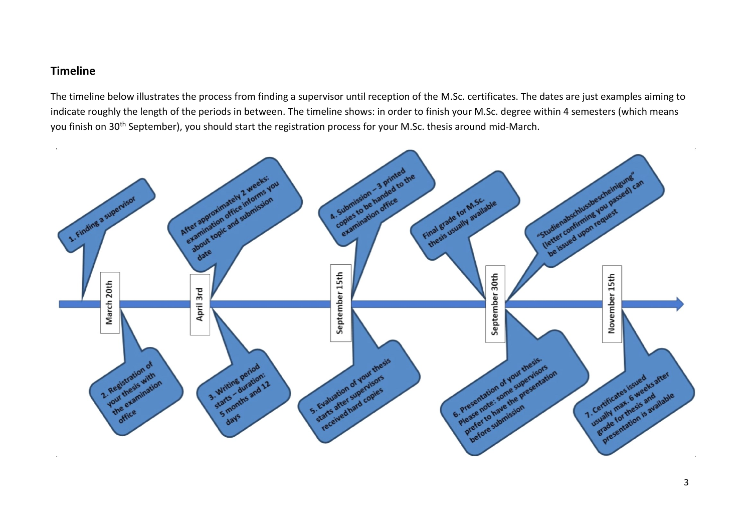## Timeline

The timeline below illustrates the process from finding a supervisor until reception of the M.Sc. certificates. The dates are just examples aiming to indicate roughly the length of the periods in between. The timeline shows: in order to finish your M.Sc. degree within 4 semesters (which means you finish on 30th September), you should start the registration process for your M.Sc. thesis around mid-March.

- 1. Finding a supervisor
- **March 20th**: 2. Registration of your thesis with the examination office
- **April 3rd**: After approximately 2 weeks: examination office informs you about topic and submission date
- **April 3rd**: 3. Writing period starts – duration: 5 months and 12 days
- **September 15th**: 4. Submission – 3 printed copies to be handed to the examination office
- **September 15th**: 5. Evaluation of your thesis starts after supervisors received hard copies
- **September 30th**: Final grade for M.Sc. thesis usually available
- **September 30th**: "Studienabschlussbescheinigung" (letter confirming you passed) can be issued upon request
- **September 30th**: 6. Presentation of your thesis. Please note: some supervisors prefer to have the presentation before submission
- **November 15th**: 7. Certificates issued usually max. 6 weeks after grade for thesis and presentation is available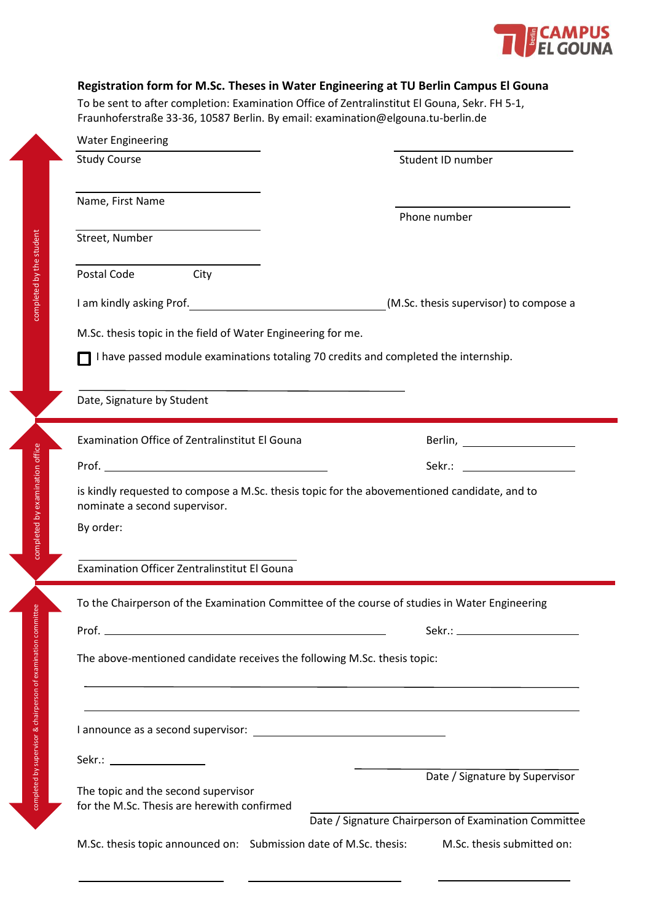CAMPUS EL GOUNA

**Registration form for M.Sc. Theses in Water Engineering at TU Berlin Campus El Gouna**

To be sent to after completion: Examination Office of Zentralinstitut El Gouna, Sekr. FH 5-1, Fraunhoferstraße 33-36, 10587 Berlin. By email: examination@elgouna.tu-berlin.de

*completed by the student*

Water Engineering
Study Course

Student ID number

Name, First Name

Phone number

Street, Number

Postal Code City

I am kindly asking Prof. ______________________ (M.Sc. thesis supervisor) to compose a M.Sc. thesis topic in the field of Water Engineering for me.

- [ ] I have passed module examinations totaling 70 credits and completed the internship.

Date, Signature by Student

---

*completed by examination office*

Examination Office of Zentralinstitut El Gouna

Berlin, ______________

Prof. ______________________

Sekr.: ______________

is kindly requested to compose a M.Sc. thesis topic for the abovementioned candidate, and to nominate a second supervisor.

By order:

Examination Officer Zentralinstitut El Gouna

---

*completed by supervisor & chairperson of examination committee*

To the Chairperson of the Examination Committee of the course of studies in Water Engineering

Prof. ______________________

Sekr.: ______________

The above-mentioned candidate receives the following M.Sc. thesis topic:

I announce as a second supervisor: ______________________

Sekr.: ______________

Date / Signature by Supervisor

The topic and the second supervisor for the M.Sc. Thesis are herewith confirmed

Date / Signature Chairperson of Examination Committee

| M.Sc. thesis topic announced on: | Submission date of M.Sc. thesis: | M.Sc. thesis submitted on: |
| --- | --- | --- |
| | | |